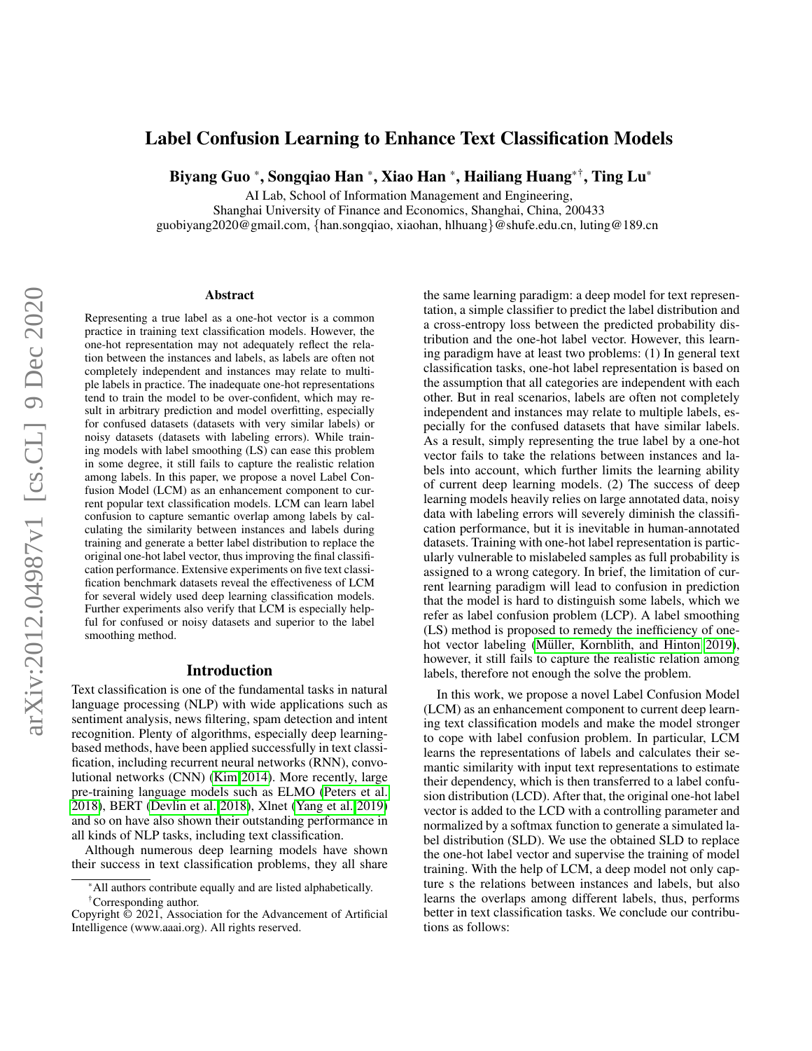# Label Confusion Learning to Enhance Text Classification Models

**Biyang Guo [*], Songqiao Han [*], Xiao Han [*], Hailiang Huang[*†], Ting Lu[*]**

AI Lab, School of Information Management and Engineering,
Shanghai University of Finance and Economics, Shanghai, China, 200433
guobiyang2020@gmail.com, {han.songqiao, xiaohan, hlhuang}@shufe.edu.cn, luting@189.cn

### Abstract

Representing a true label as a one-hot vector is a common practice in training text classification models. However, the one-hot representation may not adequately reflect the relation between the instances and labels, as labels are often not completely independent and instances may relate to multiple labels in practice. The inadequate one-hot representations tend to train the model to be over-confident, which may result in arbitrary prediction and model overfitting, especially for confused datasets (datasets with very similar labels) or noisy datasets (datasets with labeling errors). While training models with label smoothing (LS) can ease this problem in some degree, it still fails to capture the realistic relation among labels. In this paper, we propose a novel Label Confusion Model (LCM) as an enhancement component to current popular text classification models. LCM can learn label confusion to capture semantic overlap among labels by calculating the similarity between instances and labels during training and generate a better label distribution to replace the original one-hot label vector, thus improving the final classification performance. Extensive experiments on five text classification benchmark datasets reveal the effectiveness of LCM for several widely used deep learning classification models. Further experiments also verify that LCM is especially helpful for confused or noisy datasets and superior to the label smoothing method.

## Introduction

Text classification is one of the fundamental tasks in natural language processing (NLP) with wide applications such as sentiment analysis, news filtering, spam detection and intent recognition. Plenty of algorithms, especially deep learning-based methods, have been applied successfully in text classification, including recurrent neural networks (RNN), convolutional networks (CNN) (Kim 2014). More recently, large pre-training language models such as ELMO (Peters et al. 2018), BERT (Devlin et al. 2018), Xlnet (Yang et al. 2019) and so on have also shown their outstanding performance in all kinds of NLP tasks, including text classification.

Although numerous deep learning models have shown their success in text classification problems, they all share the same learning paradigm: a deep model for text representation, a simple classifier to predict the label distribution and a cross-entropy loss between the predicted probability distribution and the one-hot label vector. However, this learning paradigm have at least two problems: (1) In general text classification tasks, one-hot label representation is based on the assumption that all categories are independent with each other. But in real scenarios, labels are often not completely independent and instances may relate to multiple labels, especially for the confused datasets that have similar labels. As a result, simply representing the true label by a one-hot vector fails to take the relations between instances and labels into account, which further limits the learning ability of current deep learning models. (2) The success of deep learning models heavily relies on large annotated data, noisy data with labeling errors will severely diminish the classification performance, but it is inevitable in human-annotated datasets. Training with one-hot label representation is particularly vulnerable to mislabeled samples as full probability is assigned to a wrong category. In brief, the limitation of current learning paradigm will lead to confusion in prediction that the model is hard to distinguish some labels, which we refer as label confusion problem (LCP). A label smoothing (LS) method is proposed to remedy the inefficiency of one-hot vector labeling (Müller, Kornblith, and Hinton 2019), however, it still fails to capture the realistic relation among labels, therefore not enough the solve the problem.

In this work, we propose a novel Label Confusion Model (LCM) as an enhancement component to current deep learning text classification models and make the model stronger to cope with label confusion problem. In particular, LCM learns the representations of labels and calculates their semantic similarity with input text representations to estimate their dependency, which is then transferred to a label confusion distribution (LCD). After that, the original one-hot label vector is added to the LCD with a controlling parameter and normalized by a softmax function to generate a simulated label distribution (SLD). We use the obtained SLD to replace the one-hot label vector and supervise the training of model training. With the help of LCM, a deep model not only captures the relations between instances and labels, but also learns the overlaps among different labels, thus, performs better in text classification tasks. We conclude our contributions as follows:

[*]All authors contribute equally and are listed alphabetically.
[†]Corresponding author.
Copyright © 2021, Association for the Advancement of Artificial Intelligence (www.aaai.org). All rights reserved.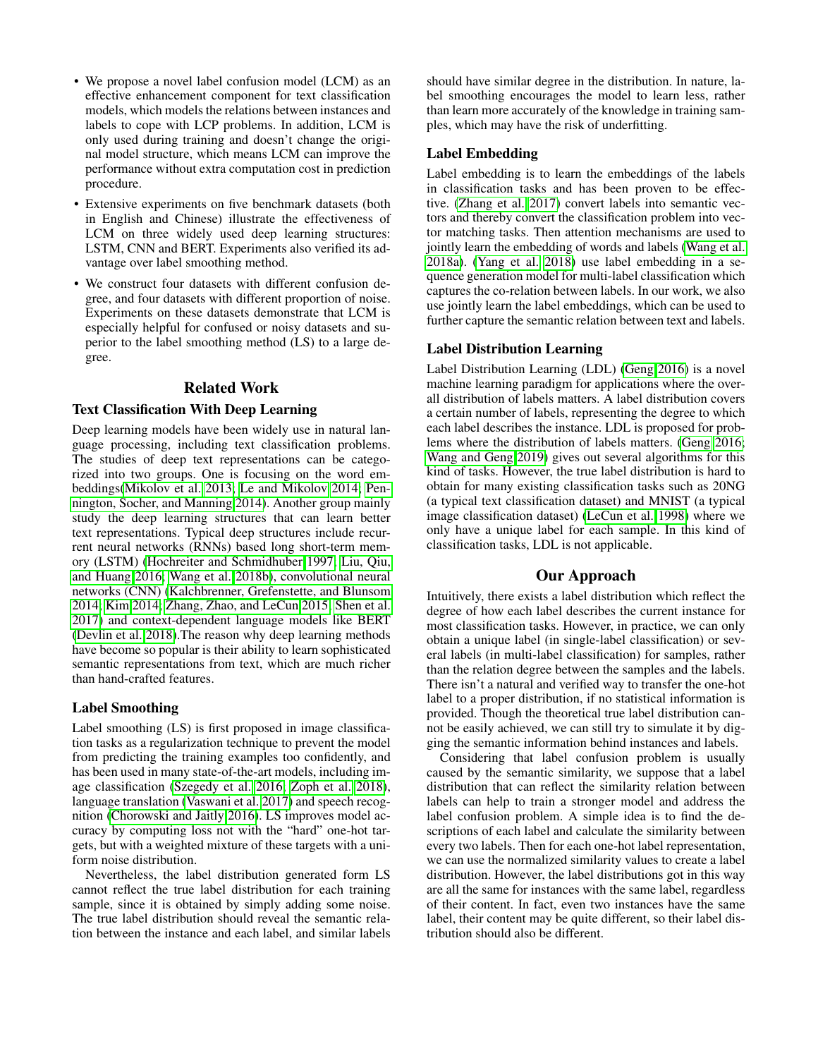- We propose a novel label confusion model (LCM) as an effective enhancement component for text classification models, which models the relations between instances and labels to cope with LCP problems. In addition, LCM is only used during training and doesn't change the original model structure, which means LCM can improve the performance without extra computation cost in prediction procedure.
- Extensive experiments on five benchmark datasets (both in English and Chinese) illustrate the effectiveness of LCM on three widely used deep learning structures: LSTM, CNN and BERT. Experiments also verified its advantage over label smoothing method.
- We construct four datasets with different confusion degree, and four datasets with different proportion of noise. Experiments on these datasets demonstrate that LCM is especially helpful for confused or noisy datasets and superior to the label smoothing method (LS) to a large degree.

## Related Work

### Text Classification With Deep Learning

Deep learning models have been widely use in natural language processing, including text classification problems. The studies of deep text representations can be categorized into two groups. One is focusing on the word embeddings(Mikolov et al. 2013; Le and Mikolov 2014; Pennington, Socher, and Manning 2014). Another group mainly study the deep learning structures that can learn better text representations. Typical deep structures include recurrent neural networks (RNNs) based long short-term memory (LSTM) (Hochreiter and Schmidhuber 1997; Liu, Qiu, and Huang 2016; Wang et al. 2018b), convolutional neural networks (CNN) (Kalchbrenner, Grefenstette, and Blunsom 2014; Kim 2014; Zhang, Zhao, and LeCun 2015; Shen et al. 2017) and context-dependent language models like BERT (Devlin et al. 2018).The reason why deep learning methods have become so popular is their ability to learn sophisticated semantic representations from text, which are much richer than hand-crafted features.

### Label Smoothing

Label smoothing (LS) is first proposed in image classification tasks as a regularization technique to prevent the model from predicting the training examples too confidently, and has been used in many state-of-the-art models, including image classification (Szegedy et al. 2016; Zoph et al. 2018), language translation (Vaswani et al. 2017) and speech recognition (Chorowski and Jaitly 2016). LS improves model accuracy by computing loss not with the "hard" one-hot targets, but with a weighted mixture of these targets with a uniform noise distribution.

Nevertheless, the label distribution generated form LS cannot reflect the true label distribution for each training sample, since it is obtained by simply adding some noise. The true label distribution should reveal the semantic relation between the instance and each label, and similar labels should have similar degree in the distribution. In nature, label smoothing encourages the model to learn less, rather than learn more accurately of the knowledge in training samples, which may have the risk of underfitting.

### Label Embedding

Label embedding is to learn the embeddings of the labels in classification tasks and has been proven to be effective. (Zhang et al. 2017) convert labels into semantic vectors and thereby convert the classification problem into vector matching tasks. Then attention mechanisms are used to jointly learn the embedding of words and labels (Wang et al. 2018a). (Yang et al. 2018) use label embedding in a sequence generation model for multi-label classification which captures the co-relation between labels. In our work, we also use jointly learn the label embeddings, which can be used to further capture the semantic relation between text and labels.

### Label Distribution Learning

Label Distribution Learning (LDL) (Geng 2016) is a novel machine learning paradigm for applications where the overall distribution of labels matters. A label distribution covers a certain number of labels, representing the degree to which each label describes the instance. LDL is proposed for problems where the distribution of labels matters. (Geng 2016; Wang and Geng 2019) gives out several algorithms for this kind of tasks. However, the true label distribution is hard to obtain for many existing classification tasks such as 20NG (a typical text classification dataset) and MNIST (a typical image classification dataset) (LeCun et al. 1998) where we only have a unique label for each sample. In this kind of classification tasks, LDL is not applicable.

## Our Approach

Intuitively, there exists a label distribution which reflect the degree of how each label describes the current instance for most classification tasks. However, in practice, we can only obtain a unique label (in single-label classification) or several labels (in multi-label classification) for samples, rather than the relation degree between the samples and the labels. There isn't a natural and verified way to transfer the one-hot label to a proper distribution, if no statistical information is provided. Though the theoretical true label distribution cannot be easily achieved, we can still try to simulate it by digging the semantic information behind instances and labels.

Considering that label confusion problem is usually caused by the semantic similarity, we suppose that a label distribution that can reflect the similarity relation between labels can help to train a stronger model and address the label confusion problem. A simple idea is to find the descriptions of each label and calculate the similarity between every two labels. Then for each one-hot label representation, we can use the normalized similarity values to create a label distribution. However, the label distributions got in this way are all the same for instances with the same label, regardless of their content. In fact, even two instances have the same label, their content may be quite different, so their label distribution should also be different.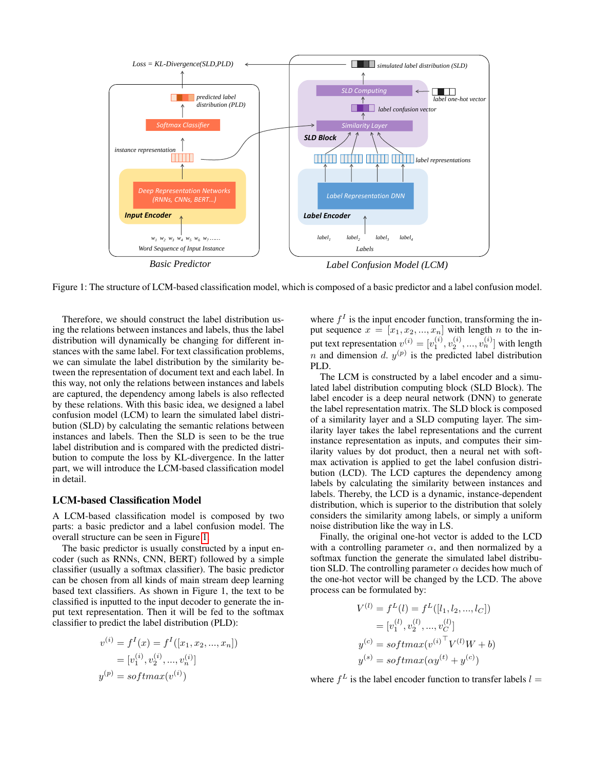Figure 1: The structure of LCM-based classification model, which is composed of a basic predictor and a label confusion model.

Therefore, we should construct the label distribution using the relations between instances and labels, thus the label distribution will dynamically be changing for different instances with the same label. For text classification problems, we can simulate the label distribution by the similarity between the representation of document text and each label. In this way, not only the relations between instances and labels are captured, the dependency among labels is also reflected by these relations. With this basic idea, we designed a label confusion model (LCM) to learn the simulated label distribution (SLD) by calculating the semantic relations between instances and labels. Then the SLD is seen to be the true label distribution and is compared with the predicted distribution to compute the loss by KL-divergence. In the latter part, we will introduce the LCM-based classification model in detail.

## LCM-based Classification Model

A LCM-based classification model is composed by two parts: a basic predictor and a label confusion model. The overall structure can be seen in Figure 1.

The basic predictor is usually constructed by a input encoder (such as RNNs, CNN, BERT) followed by a simple classifier (usually a softmax classifier). The basic predictor can be chosen from all kinds of main stream deep learning based text classifiers. As shown in Figure 1, the text to be classified is inputted to the input decoder to generate the input text representation. Then it will be fed to the softmax classifier to predict the label distribution (PLD):

$$
\begin{aligned}
v^{(i)} &= f^I(x) = f^I([x_1, x_2, ..., x_n]) \\
&= [v_1^{(i)}, v_2^{(i)}, ..., v_n^{(i)}] \\
y^{(p)} &= softmax(v^{(i)})
\end{aligned}
$$

where $f^I$ is the input encoder function, transforming the input sequence $x = [x_1, x_2, ..., x_n]$ with length $n$ to the input text representation $v^{(i)} = [v_1^{(i)}, v_2^{(i)}, ..., v_n^{(i)}]$ with length $n$ and dimension $d$. $y^{(p)}$ is the predicted label distribution PLD.

The LCM is constructed by a label encoder and a simulated label distribution computing block (SLD Block). The label encoder is a deep neural network (DNN) to generate the label representation matrix. The SLD block is composed of a similarity layer and a SLD computing layer. The similarity layer takes the label representations and the current instance representation as inputs, and computes their similarity values by dot product, then a neural net with softmax activation is applied to get the label confusion distribution (LCD). The LCD captures the dependency among labels by calculating the similarity between instances and labels. Thereby, the LCD is a dynamic, instance-dependent distribution, which is superior to the distribution that solely considers the similarity among labels, or simply a uniform noise distribution like the way in LS.

Finally, the original one-hot vector is added to the LCD with a controlling parameter $\alpha$, and then normalized by a softmax function the generate the simulated label distribution SLD. The controlling parameter $\alpha$ decides how much of the one-hot vector will be changed by the LCD. The above process can be formulated by:

$$
\begin{aligned}
V^{(l)} &= f^L(l) = f^L([l_1, l_2, ..., l_C]) \\
&= [v_1^{(l)}, v_2^{(l)}, ..., v_C^{(l)}] \\
y^{(c)} &= softmax(v^{(i)\top} V^{(l)} W + b) \\
y^{(s)} &= softmax(\alpha y^{(t)} + y^{(c)})
\end{aligned}
$$

where $f^L$ is the label encoder function to transfer labels $l =$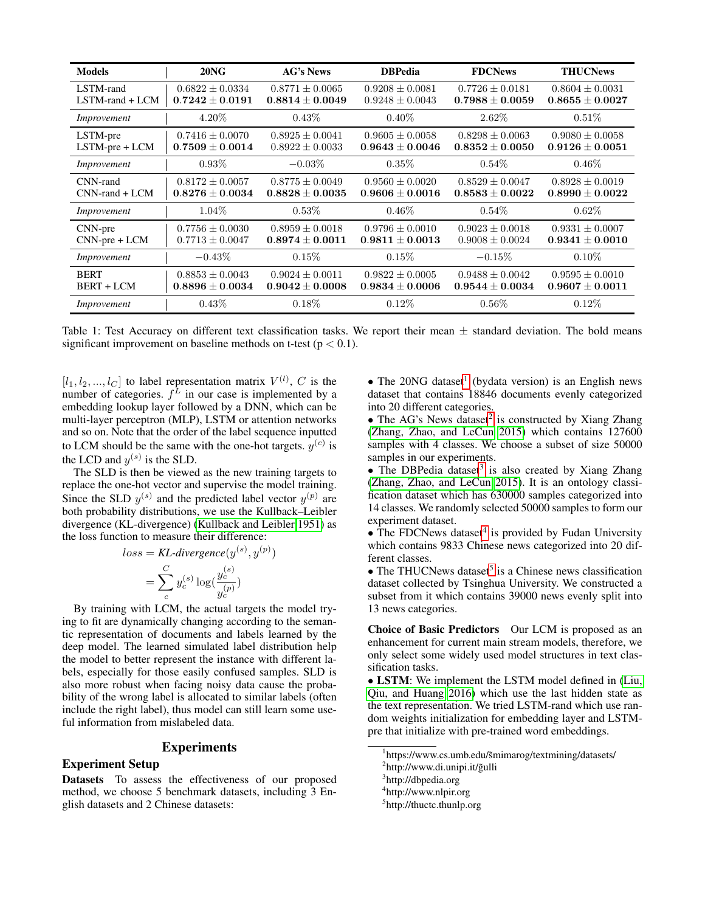| Models | 20NG | AG's News | DBPedia | FDCNews | THUCNews |
|---|---|---|---|---|---|
| LSTM-rand | $0.6822 \pm 0.0334$ | $0.8771 \pm 0.0065$ | $0.9208 \pm 0.0081$ | $0.7726 \pm 0.0181$ | $0.8604 \pm 0.0031$ |
| LSTM-rand + LCM | $\mathbf{0.7242 \pm 0.0191}$ | $\mathbf{0.8814 \pm 0.0049}$ | $0.9248 \pm 0.0043$ | $\mathbf{0.7988 \pm 0.0059}$ | $\mathbf{0.8655 \pm 0.0027}$ |
| *Improvement* | 4.20% | 0.43% | 0.40% | 2.62% | 0.51% |
| LSTM-pre | $0.7416 \pm 0.0070$ | $0.8925 \pm 0.0041$ | $0.9605 \pm 0.0058$ | $0.8298 \pm 0.0063$ | $0.9080 \pm 0.0058$ |
| LSTM-pre + LCM | $\mathbf{0.7509 \pm 0.0014}$ | $0.8922 \pm 0.0033$ | $\mathbf{0.9643 \pm 0.0046}$ | $\mathbf{0.8352 \pm 0.0050}$ | $\mathbf{0.9126 \pm 0.0051}$ |
| *Improvement* | 0.93% | −0.03% | 0.35% | 0.54% | 0.46% |
| CNN-rand | $0.8172 \pm 0.0057$ | $0.8775 \pm 0.0049$ | $0.9560 \pm 0.0020$ | $0.8529 \pm 0.0047$ | $0.8928 \pm 0.0019$ |
| CNN-rand + LCM | $\mathbf{0.8276 \pm 0.0034}$ | $\mathbf{0.8828 \pm 0.0035}$ | $\mathbf{0.9606 \pm 0.0016}$ | $\mathbf{0.8583 \pm 0.0022}$ | $\mathbf{0.8990 \pm 0.0022}$ |
| *Improvement* | 1.04% | 0.53% | 0.46% | 0.54% | 0.62% |
| CNN-pre | $0.7756 \pm 0.0030$ | $0.8959 \pm 0.0018$ | $0.9796 \pm 0.0010$ | $0.9023 \pm 0.0018$ | $0.9331 \pm 0.0007$ |
| CNN-pre + LCM | $0.7713 \pm 0.0047$ | $\mathbf{0.8974 \pm 0.0011}$ | $\mathbf{0.9811 \pm 0.0013}$ | $0.9008 \pm 0.0024$ | $\mathbf{0.9341 \pm 0.0010}$ |
| *Improvement* | −0.43% | 0.15% | 0.15% | −0.15% | 0.10% |
| BERT | $0.8853 \pm 0.0043$ | $0.9024 \pm 0.0011$ | $0.9822 \pm 0.0005$ | $0.9488 \pm 0.0042$ | $0.9595 \pm 0.0010$ |
| BERT + LCM | $\mathbf{0.8896 \pm 0.0034}$ | $\mathbf{0.9042 \pm 0.0008}$ | $\mathbf{0.9834 \pm 0.0006}$ | $\mathbf{0.9544 \pm 0.0034}$ | $\mathbf{0.9607 \pm 0.0011}$ |
| *Improvement* | 0.43% | 0.18% | 0.12% | 0.56% | 0.12% |

Table 1: Test Accuracy on different text classification tasks. We report their mean ± standard deviation. The bold means significant improvement on baseline methods on t-test ($p < 0.1$).

$[l_1, l_2, ..., l_C]$ to label representation matrix $V^{(l)}$, $C$ is the number of categories. $f^L$ in our case is implemented by a embedding lookup layer followed by a DNN, which can be multi-layer perceptron (MLP), LSTM or attention networks and so on. Note that the order of the label sequence inputted to LCM should be the same with the one-hot targets. $y^{(c)}$ is the LCD and $y^{(s)}$ is the SLD.

The SLD is then be viewed as the new training targets to replace the one-hot vector and supervise the model training. Since the SLD $y^{(s)}$ and the predicted label vector $y^{(p)}$ are both probability distributions, we use the Kullback–Leibler divergence (KL-divergence) (Kullback and Leibler 1951) as the loss function to measure their difference:

$$loss = \textit{KL-divergence}(y^{(s)}, y^{(p)}) = \sum_{c}^{C} y_c^{(s)} \log(\frac{y_c^{(s)}}{y_c^{(p)}})$$

By training with LCM, the actual targets the model trying to fit are dynamically changing according to the semantic representation of documents and labels learned by the deep model. The learned simulated label distribution help the model to better represent the instance with different labels, especially for those easily confused samples. SLD is also more robust when facing noisy data cause the probability of the wrong label is allocated to similar labels (often include the right label), thus model can still learn some useful information from mislabeled data.

# Experiments

## Experiment Setup

**Datasets** To assess the effectiveness of our proposed method, we choose 5 benchmark datasets, including 3 English datasets and 2 Chinese datasets:

- The 20NG dataset[1] (bydata version) is an English news dataset that contains 18846 documents evenly categorized into 20 different categories.
- The AG's News dataset[2] is constructed by Xiang Zhang (Zhang, Zhao, and LeCun 2015) which contains 127600 samples with 4 classes. We choose a subset of size 50000 samples in our experiments.
- The DBPedia dataset[3] is also created by Xiang Zhang (Zhang, Zhao, and LeCun 2015). It is an ontology classification dataset which has 630000 samples categorized into 14 classes. We randomly selected 50000 samples to form our experiment dataset.
- The FDCNews dataset[4] is provided by Fudan University which contains 9833 Chinese news categorized into 20 different classes.
- The THUCNews dataset[5] is a Chinese news classification dataset collected by Tsinghua University. We constructed a subset from it which contains 39000 news evenly split into 13 news categories.

**Choice of Basic Predictors** Our LCM is proposed as an enhancement for current main stream models, therefore, we only select some widely used model structures in text classification tasks.

- **LSTM**: We implement the LSTM model defined in (Liu, Qiu, and Huang 2016) which use the last hidden state as the text representation. We tried LSTM-rand which use random weights initialization for embedding layer and LSTM-pre that initialize with pre-trained word embeddings.

[1] https://www.cs.umb.edu/~smimarog/textmining/datasets/
[2] http://www.di.unipi.it/~gulli
[3] http://dbpedia.org
[4] http://www.nlpir.org
[5] http://thuctc.thunlp.org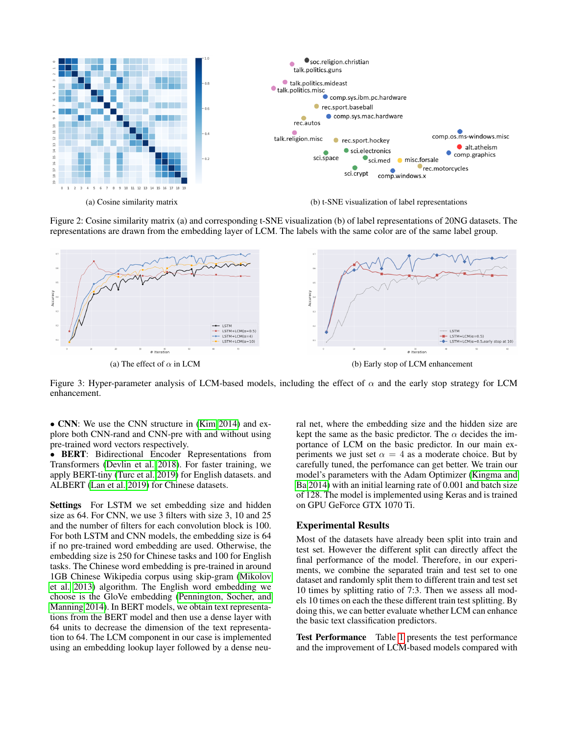(a) Cosine similarity matrix

(b) t-SNE visualization of label representations

Figure 2: Cosine similarity matrix (a) and corresponding t-SNE visualization (b) of label representations of 20NG datasets. The representations are drawn from the embedding layer of LCM. The labels with the same color are of the same label group.

(a) The effect of $\alpha$ in LCM

(b) Early stop of LCM enhancement

Figure 3: Hyper-parameter analysis of LCM-based models, including the effect of $\alpha$ and the early stop strategy for LCM enhancement.

- **CNN**: We use the CNN structure in (Kim 2014) and explore both CNN-rand and CNN-pre with and without using pre-trained word vectors respectively.
- **BERT**: Bidirectional Encoder Representations from Transformers (Devlin et al. 2018). For faster training, we apply BERT-tiny (Turc et al. 2019) for English datasets. and ALBERT (Lan et al. 2019) for Chinese datasets.

**Settings** For LSTM we set embedding size and hidden size as 64. For CNN, we use 3 filters with size 3, 10 and 25 and the number of filters for each convolution block is 100. For both LSTM and CNN models, the embedding size is 64 if no pre-trained word embedding are used. Otherwise, the embedding size is 250 for Chinese tasks and 100 for English tasks. The Chinese word embedding is pre-trained in around 1GB Chinese Wikipedia corpus using skip-gram (Mikolov et al. 2013) algorithm. The English word embedding we choose is the GloVe embedding (Pennington, Socher, and Manning 2014). In BERT models, we obtain text representations from the BERT model and then use a dense layer with 64 units to decrease the dimension of the text representation to 64. The LCM component in our case is implemented using an embedding lookup layer followed by a dense neural net, where the embedding size and the hidden size are kept the same as the basic predictor. The $\alpha$ decides the importance of LCM on the basic predictor. In our main experiments we just set $\alpha = 4$ as a moderate choice. But by carefully tuned, the perfomance can get better. We train our model's parameters with the Adam Optimizer (Kingma and Ba 2014) with an initial learning rate of 0.001 and batch size of 128. The model is implemented using Keras and is trained on GPU GeForce GTX 1070 Ti.

## Experimental Results

Most of the datasets have already been split into train and test set. However the different split can directly affect the final performance of the model. Therefore, in our experiments, we combine the separated train and test set to one dataset and randomly split them to different train and test set 10 times by splitting ratio of 7:3. Then we assess all models 10 times on each the these different train test splitting. By doing this, we can better evaluate whether LCM can enhance the basic text classification predictors.

**Test Performance** Table 1 presents the test performance and the improvement of LCM-based models compared with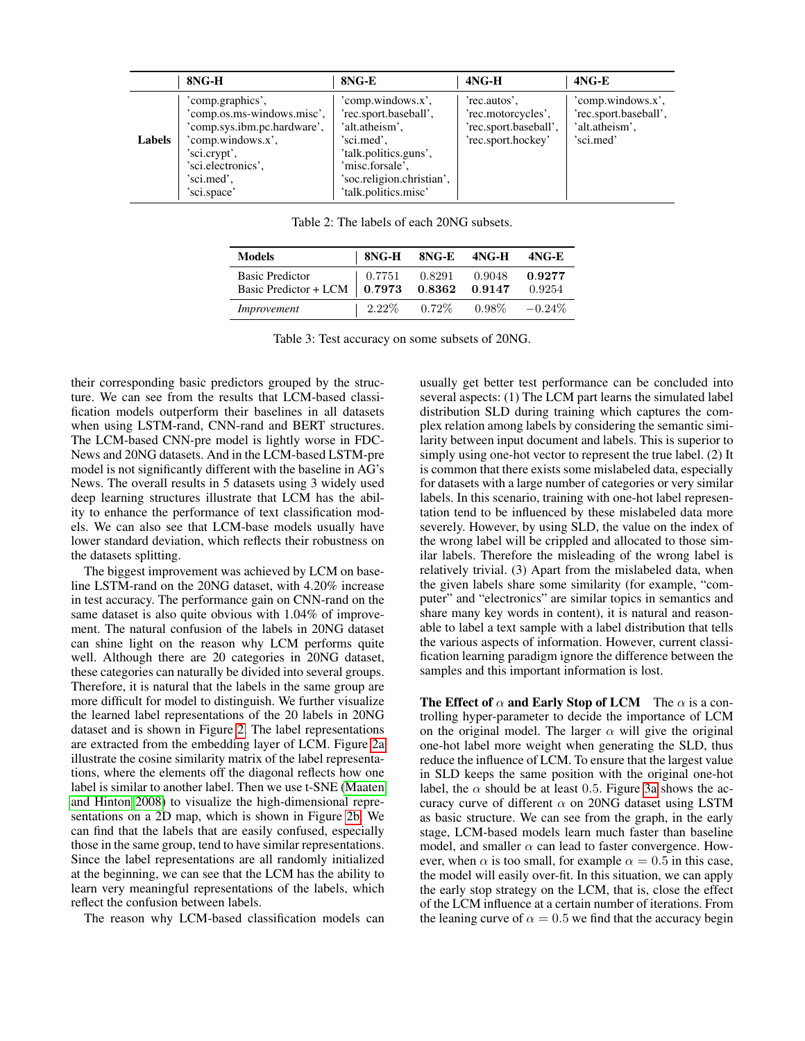| | 8NG-H | 8NG-E | 4NG-H | 4NG-E |
|---|---|---|---|---|
| Labels | 'comp.graphics', 'comp.os.ms-windows.misc', 'comp.sys.ibm.pc.hardware', 'comp.windows.x', 'sci.crypt', 'sci.electronics', 'sci.med', 'sci.space' | 'comp.windows.x', 'rec.sport.baseball', 'alt.atheism', 'sci.med', 'talk.politics.guns', 'misc.forsale', 'soc.religion.christian', 'talk.politics.misc' | 'rec.autos', 'rec.motorcycles', 'rec.sport.baseball', 'rec.sport.hockey' | 'comp.windows.x', 'rec.sport.baseball', 'alt.atheism', 'sci.med' |

Table 2: The labels of each 20NG subsets.

| Models | 8NG-H | 8NG-E | 4NG-H | 4NG-E |
|---|---|---|---|---|
| Basic Predictor | 0.7751 | 0.8291 | 0.9048 | **0.9277** |
| Basic Predictor + LCM | **0.7973** | **0.8362** | **0.9147** | 0.9254 |
| *Improvement* | 2.22% | 0.72% | 0.98% | −0.24% |

Table 3: Test accuracy on some subsets of 20NG.

their corresponding basic predictors grouped by the structure. We can see from the results that LCM-based classification models outperform their baselines in all datasets when using LSTM-rand, CNN-rand and BERT structures. The LCM-based CNN-pre model is lightly worse in FDCNews and 20NG datasets. And in the LCM-based LSTM-pre model is not significantly different with the baseline in AG's News. The overall results in 5 datasets using 3 widely used deep learning structures illustrate that LCM has the ability to enhance the performance of text classification models. We can also see that LCM-base models usually have lower standard deviation, which reflects their robustness on the datasets splitting.

The biggest improvement was achieved by LCM on baseline LSTM-rand on the 20NG dataset, with 4.20% increase in test accuracy. The performance gain on CNN-rand on the same dataset is also quite obvious with 1.04% of improvement. The natural confusion of the labels in 20NG dataset can shine light on the reason why LCM performs quite well. Although there are 20 categories in 20NG dataset, these categories can naturally be divided into several groups. Therefore, it is natural that the labels in the same group are more difficult for model to distinguish. We further visualize the learned label representations of the 20 labels in 20NG dataset and is shown in Figure 2. The label representations are extracted from the embedding layer of LCM. Figure 2a illustrate the cosine similarity matrix of the label representations, where the elements off the diagonal reflects how one label is similar to another label. Then we use t-SNE (Maaten and Hinton 2008) to visualize the high-dimensional representations on a 2D map, which is shown in Figure 2b. We can find that the labels that are easily confused, especially those in the same group, tend to have similar representations. Since the label representations are all randomly initialized at the beginning, we can see that the LCM has the ability to learn very meaningful representations of the labels, which reflect the confusion between labels.

The reason why LCM-based classification models can usually get better test performance can be concluded into several aspects: (1) The LCM part learns the simulated label distribution SLD during training which captures the complex relation among labels by considering the semantic similarity between input document and labels. This is superior to simply using one-hot vector to represent the true label. (2) It is common that there exists some mislabeled data, especially for datasets with a large number of categories or very similar labels. In this scenario, training with one-hot label representation tend to be influenced by these mislabeled data more severely. However, by using SLD, the value on the index of the wrong label will be crippled and allocated to those similar labels. Therefore the misleading of the wrong label is relatively trivial. (3) Apart from the mislabeled data, when the given labels share some similarity (for example, "computer" and "electronics" are similar topics in semantics and share many key words in content), it is natural and reasonable to label a text sample with a label distribution that tells the various aspects of information. However, current classification learning paradigm ignore the difference between the samples and this important information is lost.

**The Effect of $\alpha$ and Early Stop of LCM** The $\alpha$ is a controlling hyper-parameter to decide the importance of LCM on the original model. The larger $\alpha$ will give the original one-hot label more weight when generating the SLD, thus reduce the influence of LCM. To ensure that the largest value in SLD keeps the same position with the original one-hot label, the $\alpha$ should be at least 0.5. Figure 3a shows the accuracy curve of different $\alpha$ on 20NG dataset using LSTM as basic structure. We can see from the graph, in the early stage, LCM-based models learn much faster than baseline model, and smaller $\alpha$ can lead to faster convergence. However, when $\alpha$ is too small, for example $\alpha = 0.5$ in this case, the model will easily over-fit. In this situation, we can apply the early stop strategy on the LCM, that is, close the effect of the LCM influence at a certain number of iterations. From the leaning curve of $\alpha = 0.5$ we find that the accuracy begin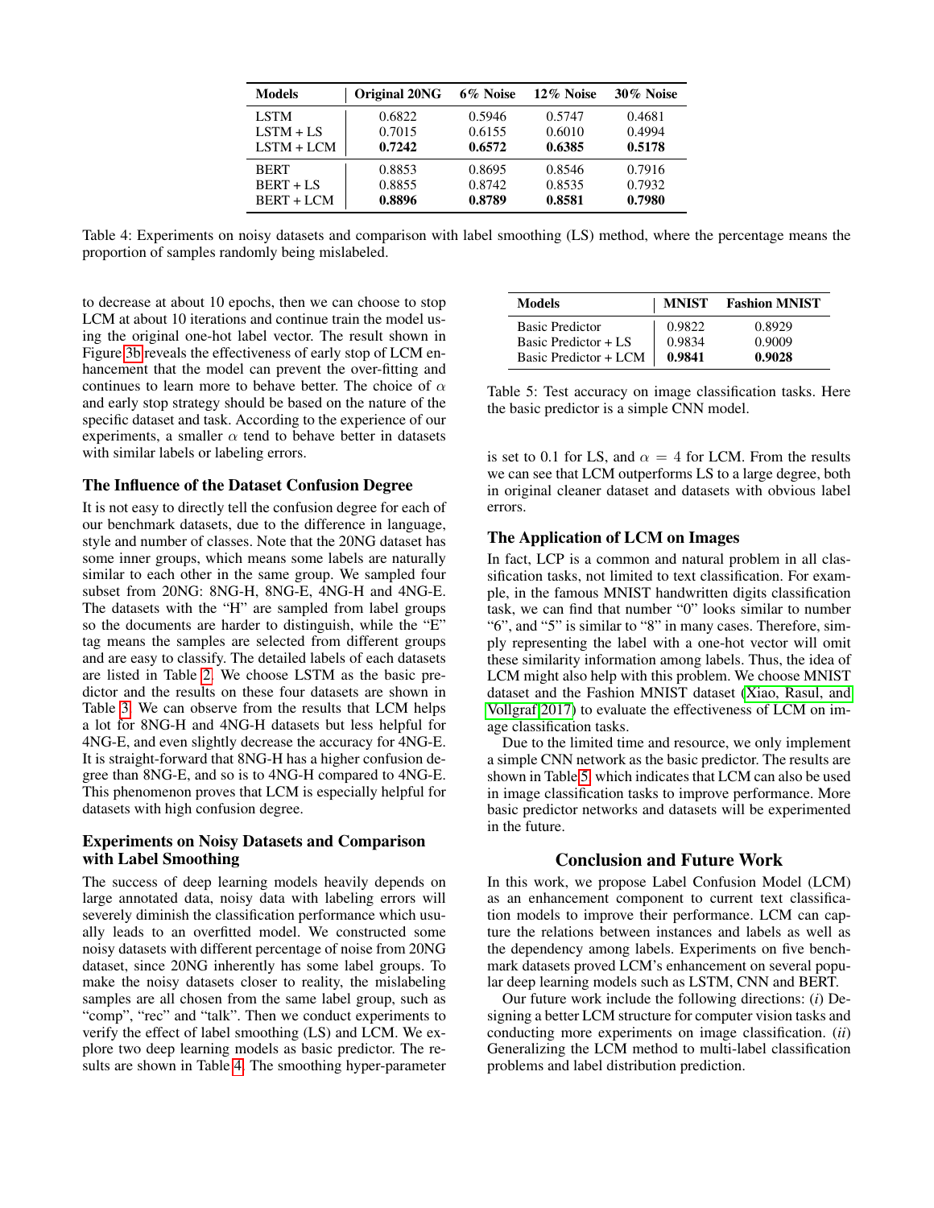| Models | Original 20NG | 6% Noise | 12% Noise | 30% Noise |
|---|---|---|---|---|
| LSTM | 0.6822 | 0.5946 | 0.5747 | 0.4681 |
| LSTM + LS | 0.7015 | 0.6155 | 0.6010 | 0.4994 |
| LSTM + LCM | **0.7242** | **0.6572** | **0.6385** | **0.5178** |
| BERT | 0.8853 | 0.8695 | 0.8546 | 0.7916 |
| BERT + LS | 0.8855 | 0.8742 | 0.8535 | 0.7932 |
| BERT + LCM | **0.8896** | **0.8789** | **0.8581** | **0.7980** |

Table 4: Experiments on noisy datasets and comparison with label smoothing (LS) method, where the percentage means the proportion of samples randomly being mislabeled.

to decrease at about 10 epochs, then we can choose to stop LCM at about 10 iterations and continue train the model using the original one-hot label vector. The result shown in Figure 3b reveals the effectiveness of early stop of LCM enhancement that the model can prevent the over-fitting and continues to learn more to behave better. The choice of $\alpha$ and early stop strategy should be based on the nature of the specific dataset and task. According to the experience of our experiments, a smaller $\alpha$ tend to behave better in datasets with similar labels or labeling errors.

### The Influence of the Dataset Confusion Degree

It is not easy to directly tell the confusion degree for each of our benchmark datasets, due to the difference in language, style and number of classes. Note that the 20NG dataset has some inner groups, which means some labels are naturally similar to each other in the same group. We sampled four subset from 20NG: 8NG-H, 8NG-E, 4NG-H and 4NG-E. The datasets with the "H" are sampled from label groups so the documents are harder to distinguish, while the "E" tag means the samples are selected from different groups and are easy to classify. The detailed labels of each datasets are listed in Table 2. We choose LSTM as the basic predictor and the results on these four datasets are shown in Table 3. We can observe from the results that LCM helps a lot for 8NG-H and 4NG-H datasets but less helpful for 4NG-E, and even slightly decrease the accuracy for 4NG-E. It is straight-forward that 8NG-H has a higher confusion degree than 8NG-E, and so is to 4NG-H compared to 4NG-E. This phenomenon proves that LCM is especially helpful for datasets with high confusion degree.

### Experiments on Noisy Datasets and Comparison with Label Smoothing

The success of deep learning models heavily depends on large annotated data, noisy data with labeling errors will severely diminish the classification performance which usually leads to an overfitted model. We constructed some noisy datasets with different percentage of noise from 20NG dataset, since 20NG inherently has some label groups. To make the noisy datasets closer to reality, the mislabeling samples are all chosen from the same label group, such as "comp", "rec" and "talk". Then we conduct experiments to verify the effect of label smoothing (LS) and LCM. We explore two deep learning models as basic predictor. The results are shown in Table 4. The smoothing hyper-parameter is set to 0.1 for LS, and $\alpha = 4$ for LCM. From the results we can see that LCM outperforms LS to a large degree, both in original cleaner dataset and datasets with obvious label errors.

| Models | MNIST | Fashion MNIST |
|---|---|---|
| Basic Predictor | 0.9822 | 0.8929 |
| Basic Predictor + LS | 0.9834 | 0.9009 |
| Basic Predictor + LCM | **0.9841** | **0.9028** |

Table 5: Test accuracy on image classification tasks. Here the basic predictor is a simple CNN model.

### The Application of LCM on Images

In fact, LCP is a common and natural problem in all classification tasks, not limited to text classification. For example, in the famous MNIST handwritten digits classification task, we can find that number "0" looks similar to number "6", and "5" is similar to "8" in many cases. Therefore, simply representing the label with a one-hot vector will omit these similarity information among labels. Thus, the idea of LCM might also help with this problem. We choose MNIST dataset and the Fashion MNIST dataset (Xiao, Rasul, and Vollgraf 2017) to evaluate the effectiveness of LCM on image classification tasks.

Due to the limited time and resource, we only implement a simple CNN network as the basic predictor. The results are shown in Table 5, which indicates that LCM can also be used in image classification tasks to improve performance. More basic predictor networks and datasets will be experimented in the future.

## Conclusion and Future Work

In this work, we propose Label Confusion Model (LCM) as an enhancement component to current text classification models to improve their performance. LCM can capture the relations between instances and labels as well as the dependency among labels. Experiments on five benchmark datasets proved LCM's enhancement on several popular deep learning models such as LSTM, CNN and BERT.

Our future work include the following directions: (*i*) Designing a better LCM structure for computer vision tasks and conducting more experiments on image classification. (*ii*) Generalizing the LCM method to multi-label classification problems and label distribution prediction.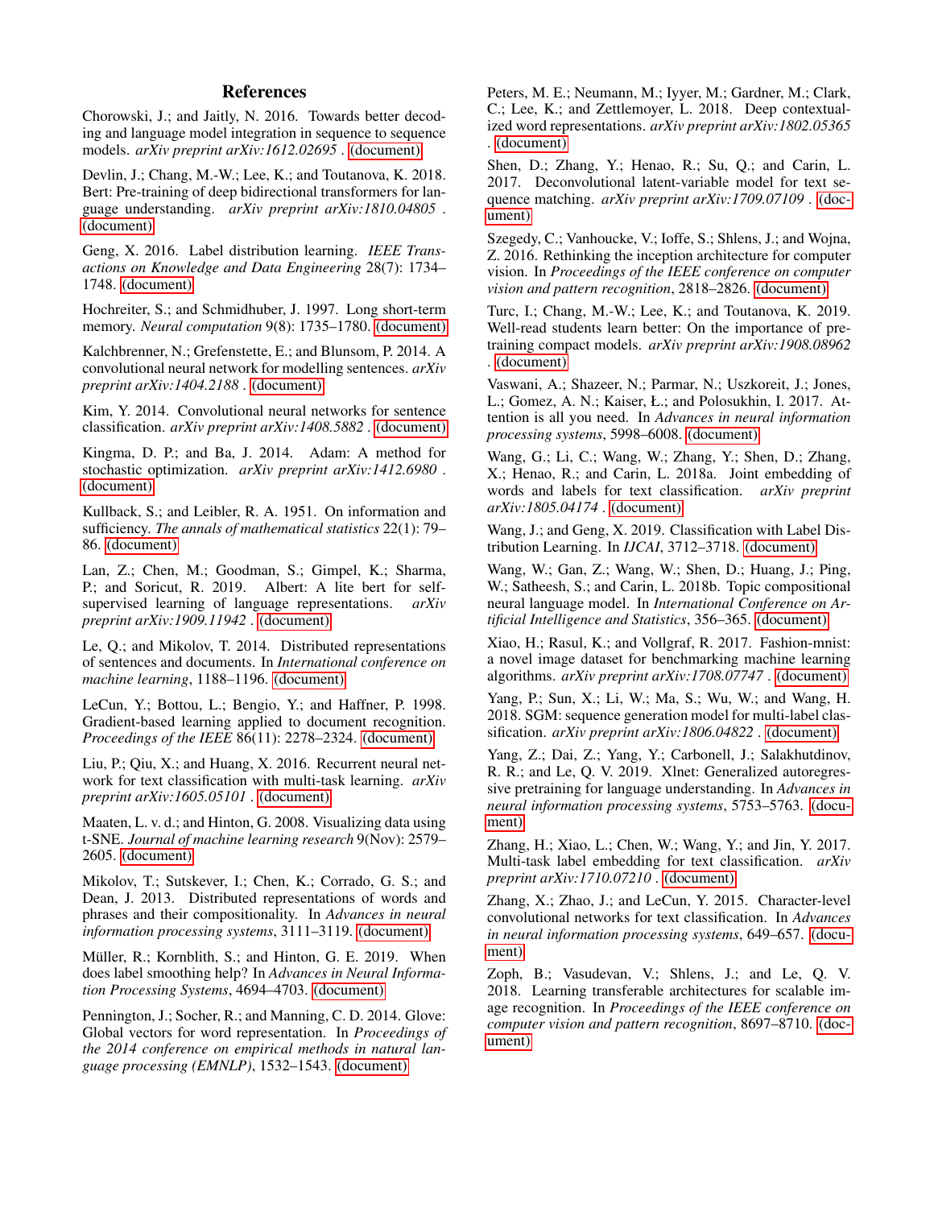## References

Chorowski, J.; and Jaitly, N. 2016. Towards better decoding and language model integration in sequence to sequence models. *arXiv preprint arXiv:1612.02695* . (document)

Devlin, J.; Chang, M.-W.; Lee, K.; and Toutanova, K. 2018. Bert: Pre-training of deep bidirectional transformers for language understanding. *arXiv preprint arXiv:1810.04805* . (document)

Geng, X. 2016. Label distribution learning. *IEEE Transactions on Knowledge and Data Engineering* 28(7): 1734–1748. (document)

Hochreiter, S.; and Schmidhuber, J. 1997. Long short-term memory. *Neural computation* 9(8): 1735–1780. (document)

Kalchbrenner, N.; Grefenstette, E.; and Blunsom, P. 2014. A convolutional neural network for modelling sentences. *arXiv preprint arXiv:1404.2188* . (document)

Kim, Y. 2014. Convolutional neural networks for sentence classification. *arXiv preprint arXiv:1408.5882* . (document)

Kingma, D. P.; and Ba, J. 2014. Adam: A method for stochastic optimization. *arXiv preprint arXiv:1412.6980* . (document)

Kullback, S.; and Leibler, R. A. 1951. On information and sufficiency. *The annals of mathematical statistics* 22(1): 79–86. (document)

Lan, Z.; Chen, M.; Goodman, S.; Gimpel, K.; Sharma, P.; and Soricut, R. 2019. Albert: A lite bert for self-supervised learning of language representations. *arXiv preprint arXiv:1909.11942* . (document)

Le, Q.; and Mikolov, T. 2014. Distributed representations of sentences and documents. In *International conference on machine learning*, 1188–1196. (document)

LeCun, Y.; Bottou, L.; Bengio, Y.; and Haffner, P. 1998. Gradient-based learning applied to document recognition. *Proceedings of the IEEE* 86(11): 2278–2324. (document)

Liu, P.; Qiu, X.; and Huang, X. 2016. Recurrent neural network for text classification with multi-task learning. *arXiv preprint arXiv:1605.05101* . (document)

Maaten, L. v. d.; and Hinton, G. 2008. Visualizing data using t-SNE. *Journal of machine learning research* 9(Nov): 2579–2605. (document)

Mikolov, T.; Sutskever, I.; Chen, K.; Corrado, G. S.; and Dean, J. 2013. Distributed representations of words and phrases and their compositionality. In *Advances in neural information processing systems*, 3111–3119. (document)

Müller, R.; Kornblith, S.; and Hinton, G. E. 2019. When does label smoothing help? In *Advances in Neural Information Processing Systems*, 4694–4703. (document)

Pennington, J.; Socher, R.; and Manning, C. D. 2014. Glove: Global vectors for word representation. In *Proceedings of the 2014 conference on empirical methods in natural language processing (EMNLP)*, 1532–1543. (document)

Peters, M. E.; Neumann, M.; Iyyer, M.; Gardner, M.; Clark, C.; Lee, K.; and Zettlemoyer, L. 2018. Deep contextualized word representations. *arXiv preprint arXiv:1802.05365* . (document)

Shen, D.; Zhang, Y.; Henao, R.; Su, Q.; and Carin, L. 2017. Deconvolutional latent-variable model for text sequence matching. *arXiv preprint arXiv:1709.07109* . (document)

Szegedy, C.; Vanhoucke, V.; Ioffe, S.; Shlens, J.; and Wojna, Z. 2016. Rethinking the inception architecture for computer vision. In *Proceedings of the IEEE conference on computer vision and pattern recognition*, 2818–2826. (document)

Turc, I.; Chang, M.-W.; Lee, K.; and Toutanova, K. 2019. Well-read students learn better: On the importance of pre-training compact models. *arXiv preprint arXiv:1908.08962* . (document)

Vaswani, A.; Shazeer, N.; Parmar, N.; Uszkoreit, J.; Jones, L.; Gomez, A. N.; Kaiser, Ł.; and Polosukhin, I. 2017. Attention is all you need. In *Advances in neural information processing systems*, 5998–6008. (document)

Wang, G.; Li, C.; Wang, W.; Zhang, Y.; Shen, D.; Zhang, X.; Henao, R.; and Carin, L. 2018a. Joint embedding of words and labels for text classification. *arXiv preprint arXiv:1805.04174* . (document)

Wang, J.; and Geng, X. 2019. Classification with Label Distribution Learning. In *IJCAI*, 3712–3718. (document)

Wang, W.; Gan, Z.; Wang, W.; Shen, D.; Huang, J.; Ping, W.; Satheesh, S.; and Carin, L. 2018b. Topic compositional neural language model. In *International Conference on Artificial Intelligence and Statistics*, 356–365. (document)

Xiao, H.; Rasul, K.; and Vollgraf, R. 2017. Fashion-mnist: a novel image dataset for benchmarking machine learning algorithms. *arXiv preprint arXiv:1708.07747* . (document)

Yang, P.; Sun, X.; Li, W.; Ma, S.; Wu, W.; and Wang, H. 2018. SGM: sequence generation model for multi-label classification. *arXiv preprint arXiv:1806.04822* . (document)

Yang, Z.; Dai, Z.; Yang, Y.; Carbonell, J.; Salakhutdinov, R. R.; and Le, Q. V. 2019. Xlnet: Generalized autoregressive pretraining for language understanding. In *Advances in neural information processing systems*, 5753–5763. (document)

Zhang, H.; Xiao, L.; Chen, W.; Wang, Y.; and Jin, Y. 2017. Multi-task label embedding for text classification. *arXiv preprint arXiv:1710.07210* . (document)

Zhang, X.; Zhao, J.; and LeCun, Y. 2015. Character-level convolutional networks for text classification. In *Advances in neural information processing systems*, 649–657. (document)

Zoph, B.; Vasudevan, V.; Shlens, J.; and Le, Q. V. 2018. Learning transferable architectures for scalable image recognition. In *Proceedings of the IEEE conference on computer vision and pattern recognition*, 8697–8710. (document)